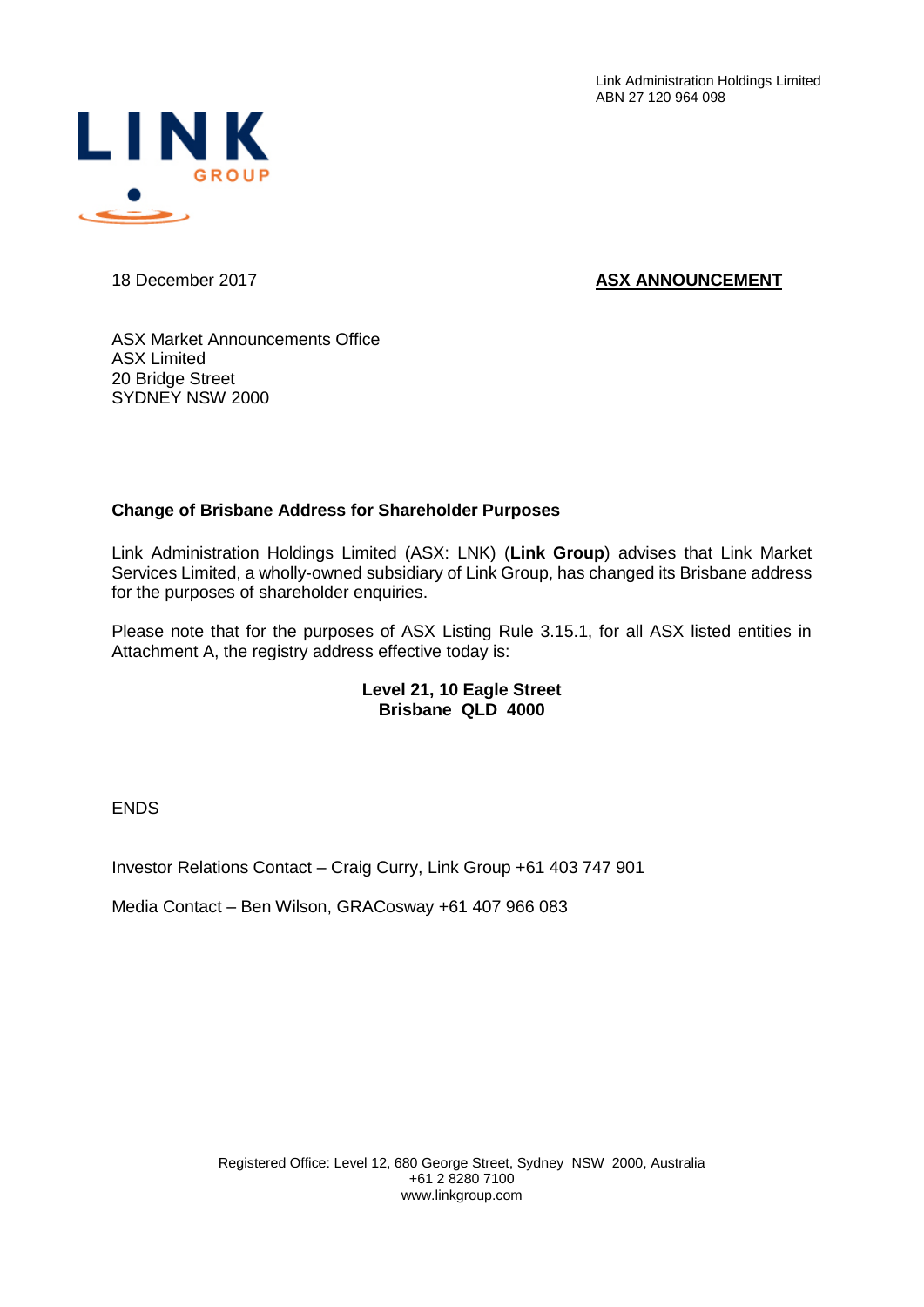Link Administration Holdings Limited
ABN 27 120 964 098

LINK GROUP

18 December 2017

**ASX ANNOUNCEMENT**

ASX Market Announcements Office
ASX Limited
20 Bridge Street
SYDNEY NSW 2000

**Change of Brisbane Address for Shareholder Purposes**

Link Administration Holdings Limited (ASX: LNK) (**Link Group**) advises that Link Market Services Limited, a wholly-owned subsidiary of Link Group, has changed its Brisbane address for the purposes of shareholder enquiries.

Please note that for the purposes of ASX Listing Rule 3.15.1, for all ASX listed entities in Attachment A, the registry address effective today is:

**Level 21, 10 Eagle Street**
**Brisbane QLD 4000**

ENDS

Investor Relations Contact – Craig Curry, Link Group +61 403 747 901

Media Contact – Ben Wilson, GRACosway +61 407 966 083

Registered Office: Level 12, 680 George Street, Sydney NSW 2000, Australia
+61 2 8280 7100
www.linkgroup.com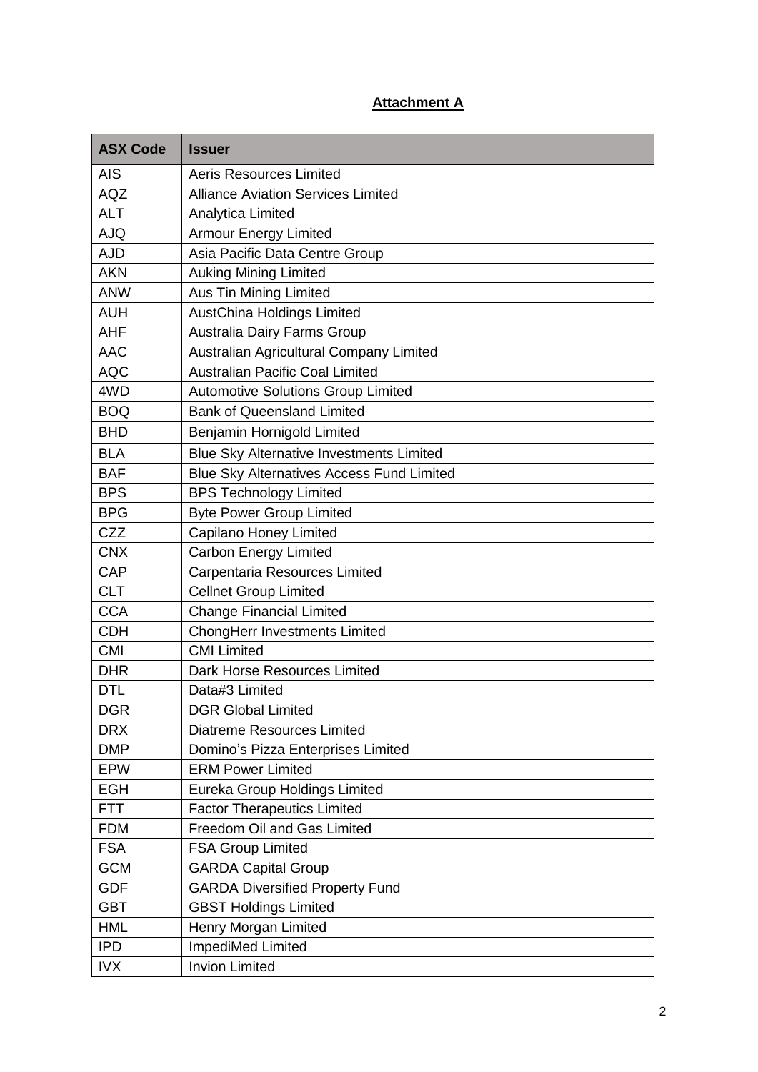**Attachment A**

| ASX Code | Issuer |
|---|---|
| AIS | Aeris Resources Limited |
| AQZ | Alliance Aviation Services Limited |
| ALT | Analytica Limited |
| AJQ | Armour Energy Limited |
| AJD | Asia Pacific Data Centre Group |
| AKN | Auking Mining Limited |
| ANW | Aus Tin Mining Limited |
| AUH | AustChina Holdings Limited |
| AHF | Australia Dairy Farms Group |
| AAC | Australian Agricultural Company Limited |
| AQC | Australian Pacific Coal Limited |
| 4WD | Automotive Solutions Group Limited |
| BOQ | Bank of Queensland Limited |
| BHD | Benjamin Hornigold Limited |
| BLA | Blue Sky Alternative Investments Limited |
| BAF | Blue Sky Alternatives Access Fund Limited |
| BPS | BPS Technology Limited |
| BPG | Byte Power Group Limited |
| CZZ | Capilano Honey Limited |
| CNX | Carbon Energy Limited |
| CAP | Carpentaria Resources Limited |
| CLT | Cellnet Group Limited |
| CCA | Change Financial Limited |
| CDH | ChongHerr Investments Limited |
| CMI | CMI Limited |
| DHR | Dark Horse Resources Limited |
| DTL | Data#3 Limited |
| DGR | DGR Global Limited |
| DRX | Diatreme Resources Limited |
| DMP | Domino's Pizza Enterprises Limited |
| EPW | ERM Power Limited |
| EGH | Eureka Group Holdings Limited |
| FTT | Factor Therapeutics Limited |
| FDM | Freedom Oil and Gas Limited |
| FSA | FSA Group Limited |
| GCM | GARDA Capital Group |
| GDF | GARDA Diversified Property Fund |
| GBT | GBST Holdings Limited |
| HML | Henry Morgan Limited |
| IPD | ImpediMed Limited |
| IVX | Invion Limited |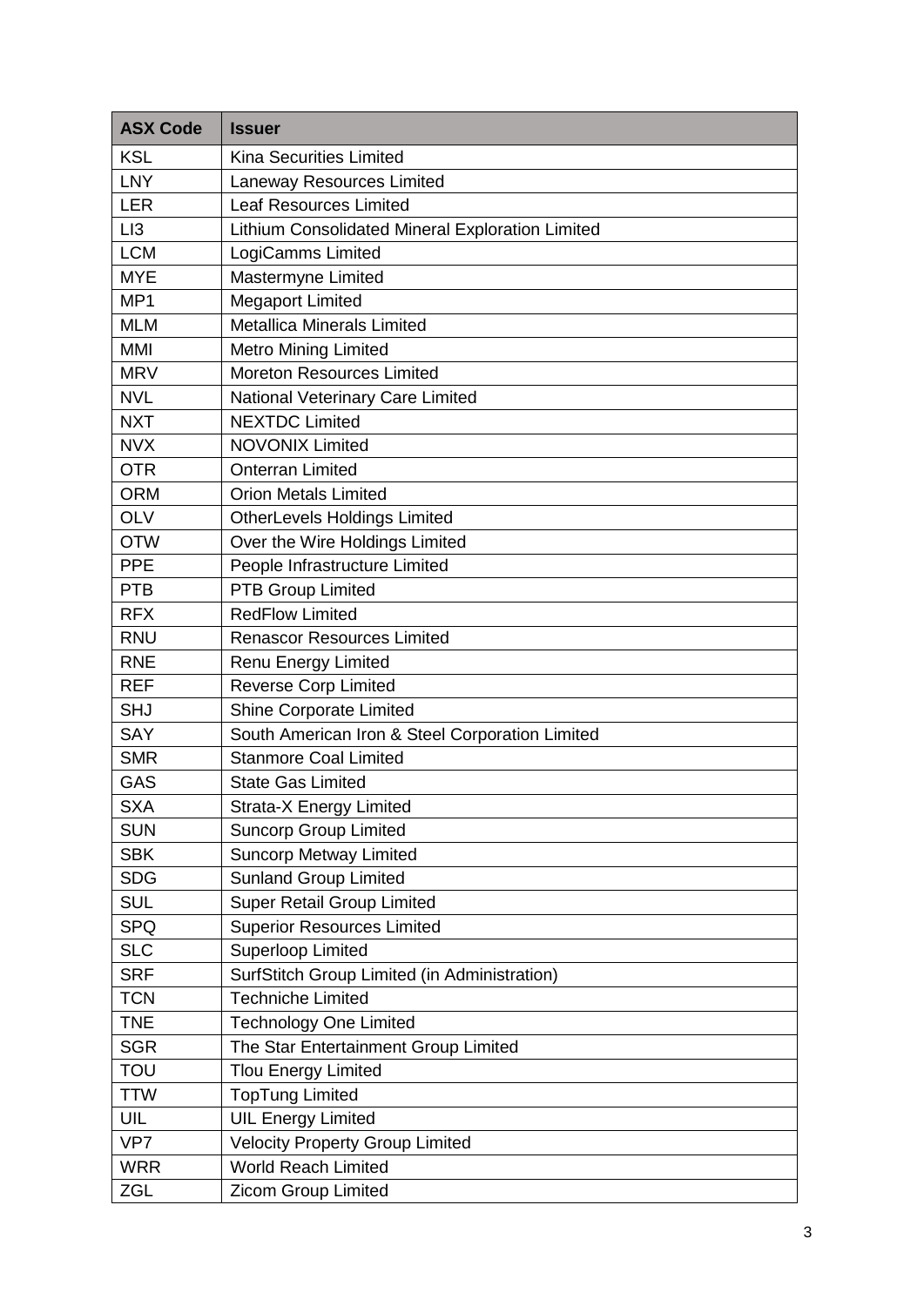| ASX Code | Issuer |
|---|---|
| KSL | Kina Securities Limited |
| LNY | Laneway Resources Limited |
| LER | Leaf Resources Limited |
| LI3 | Lithium Consolidated Mineral Exploration Limited |
| LCM | LogiCamms Limited |
| MYE | Mastermyne Limited |
| MP1 | Megaport Limited |
| MLM | Metallica Minerals Limited |
| MMI | Metro Mining Limited |
| MRV | Moreton Resources Limited |
| NVL | National Veterinary Care Limited |
| NXT | NEXTDC Limited |
| NVX | NOVONIX Limited |
| OTR | Onterran Limited |
| ORM | Orion Metals Limited |
| OLV | OtherLevels Holdings Limited |
| OTW | Over the Wire Holdings Limited |
| PPE | People Infrastructure Limited |
| PTB | PTB Group Limited |
| RFX | RedFlow Limited |
| RNU | Renascor Resources Limited |
| RNE | Renu Energy Limited |
| REF | Reverse Corp Limited |
| SHJ | Shine Corporate Limited |
| SAY | South American Iron & Steel Corporation Limited |
| SMR | Stanmore Coal Limited |
| GAS | State Gas Limited |
| SXA | Strata-X Energy Limited |
| SUN | Suncorp Group Limited |
| SBK | Suncorp Metway Limited |
| SDG | Sunland Group Limited |
| SUL | Super Retail Group Limited |
| SPQ | Superior Resources Limited |
| SLC | Superloop Limited |
| SRF | SurfStitch Group Limited (in Administration) |
| TCN | Techniche Limited |
| TNE | Technology One Limited |
| SGR | The Star Entertainment Group Limited |
| TOU | Tlou Energy Limited |
| TTW | TopTung Limited |
| UIL | UIL Energy Limited |
| VP7 | Velocity Property Group Limited |
| WRR | World Reach Limited |
| ZGL | Zicom Group Limited |